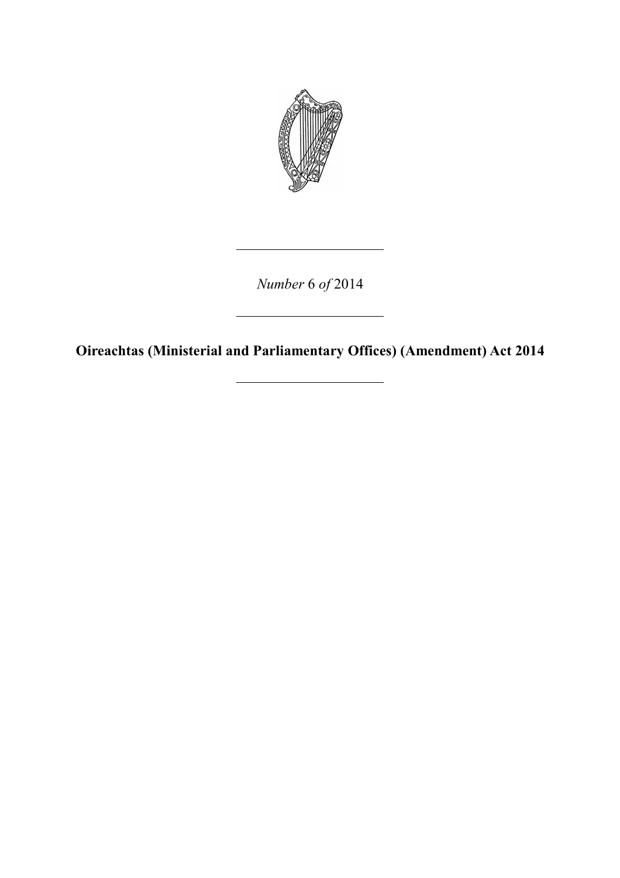*Number* 6 *of* 2014

---

**Oireachtas (Ministerial and Parliamentary Offices) (Amendment) Act 2014**

---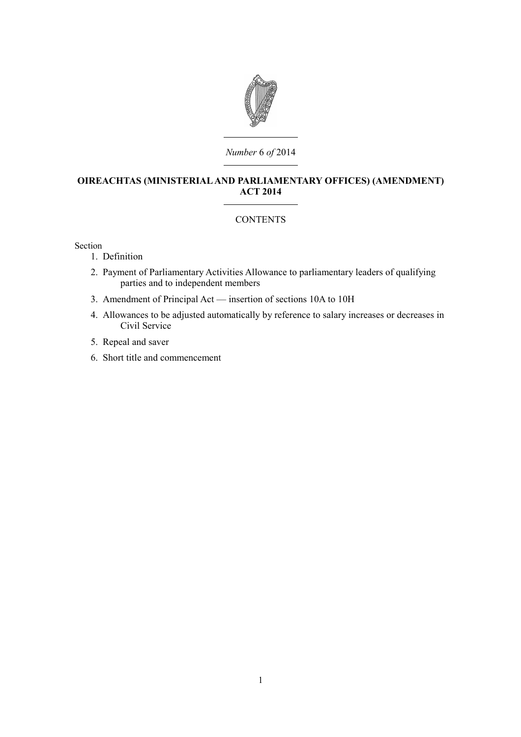*Number* 6 *of* 2014

**OIREACHTAS (MINISTERIAL AND PARLIAMENTARY OFFICES) (AMENDMENT) ACT 2014**

CONTENTS

Section

1. Definition
2. Payment of Parliamentary Activities Allowance to parliamentary leaders of qualifying parties and to independent members
3. Amendment of Principal Act — insertion of sections 10A to 10H
4. Allowances to be adjusted automatically by reference to salary increases or decreases in Civil Service
5. Repeal and saver
6. Short title and commencement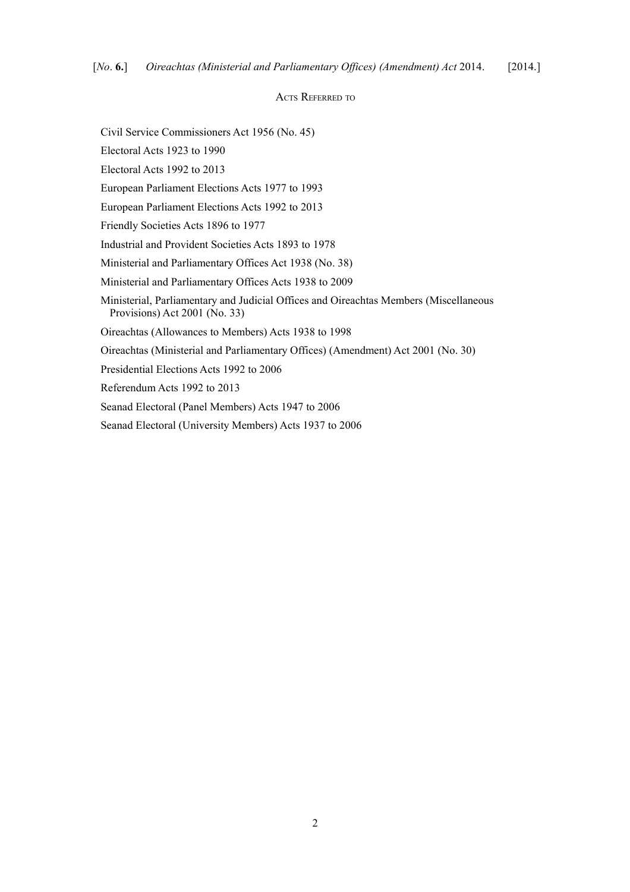## Acts Referred to

Civil Service Commissioners Act 1956 (No. 45)

Electoral Acts 1923 to 1990

Electoral Acts 1992 to 2013

European Parliament Elections Acts 1977 to 1993

European Parliament Elections Acts 1992 to 2013

Friendly Societies Acts 1896 to 1977

Industrial and Provident Societies Acts 1893 to 1978

Ministerial and Parliamentary Offices Act 1938 (No. 38)

Ministerial and Parliamentary Offices Acts 1938 to 2009

Ministerial, Parliamentary and Judicial Offices and Oireachtas Members (Miscellaneous Provisions) Act 2001 (No. 33)

Oireachtas (Allowances to Members) Acts 1938 to 1998

Oireachtas (Ministerial and Parliamentary Offices) (Amendment) Act 2001 (No. 30)

Presidential Elections Acts 1992 to 2006

Referendum Acts 1992 to 2013

Seanad Electoral (Panel Members) Acts 1947 to 2006

Seanad Electoral (University Members) Acts 1937 to 2006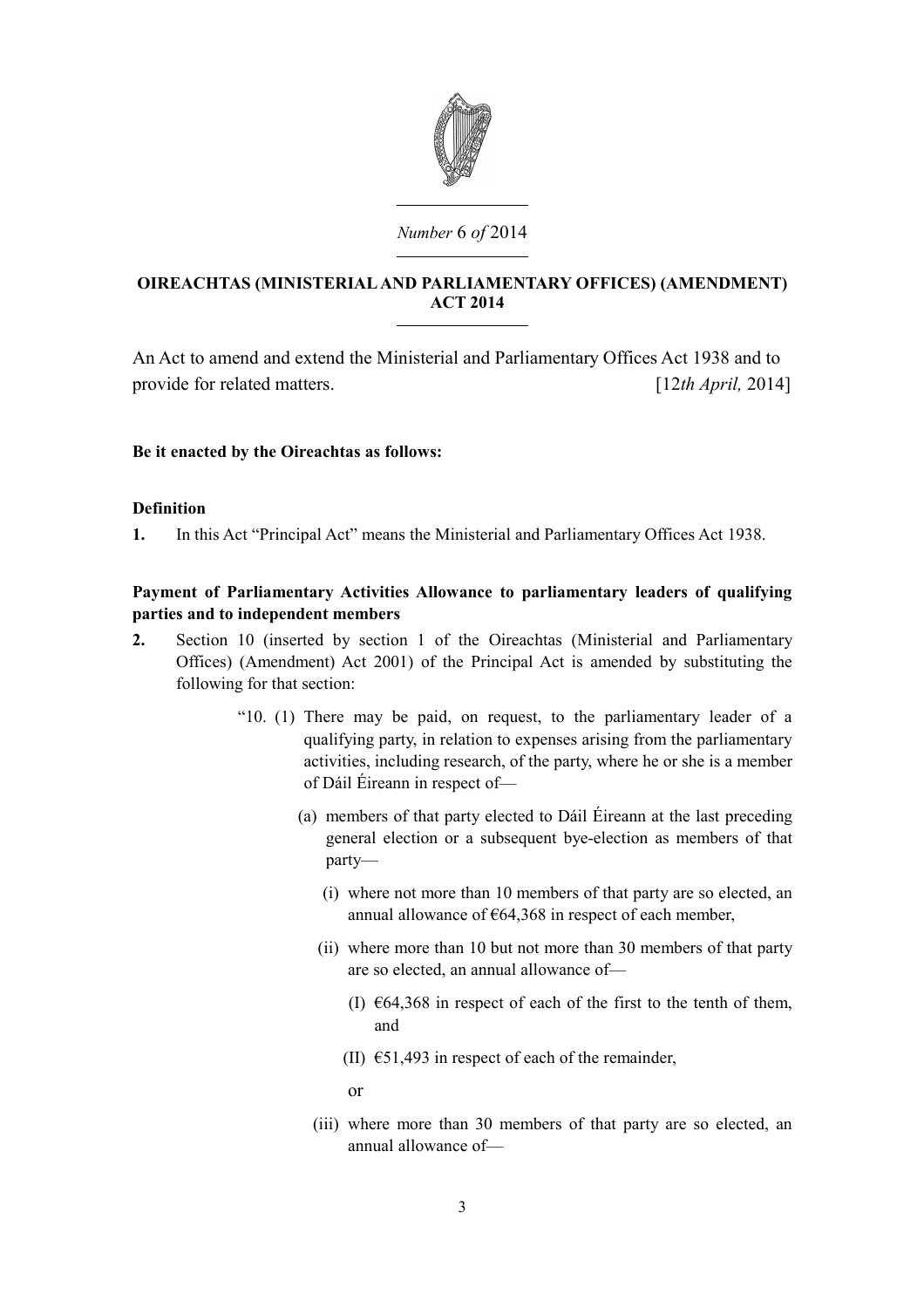*Number* 6 *of* 2014

**OIREACHTAS (MINISTERIAL AND PARLIAMENTARY OFFICES) (AMENDMENT) ACT 2014**

An Act to amend and extend the Ministerial and Parliamentary Offices Act 1938 and to provide for related matters. [12*th April,* 2014]

**Be it enacted by the Oireachtas as follows:**

**Definition**

**1.** In this Act "Principal Act" means the Ministerial and Parliamentary Offices Act 1938.

**Payment of Parliamentary Activities Allowance to parliamentary leaders of qualifying parties and to independent members**

**2.** Section 10 (inserted by section 1 of the Oireachtas (Ministerial and Parliamentary Offices) (Amendment) Act 2001) of the Principal Act is amended by substituting the following for that section:

"10. (1) There may be paid, on request, to the parliamentary leader of a qualifying party, in relation to expenses arising from the parliamentary activities, including research, of the party, where he or she is a member of Dáil Éireann in respect of—

(a) members of that party elected to Dáil Éireann at the last preceding general election or a subsequent bye-election as members of that party—

(i) where not more than 10 members of that party are so elected, an annual allowance of €64,368 in respect of each member,

(ii) where more than 10 but not more than 30 members of that party are so elected, an annual allowance of—

(I) €64,368 in respect of each of the first to the tenth of them, and

(II) €51,493 in respect of each of the remainder,

or

(iii) where more than 30 members of that party are so elected, an annual allowance of—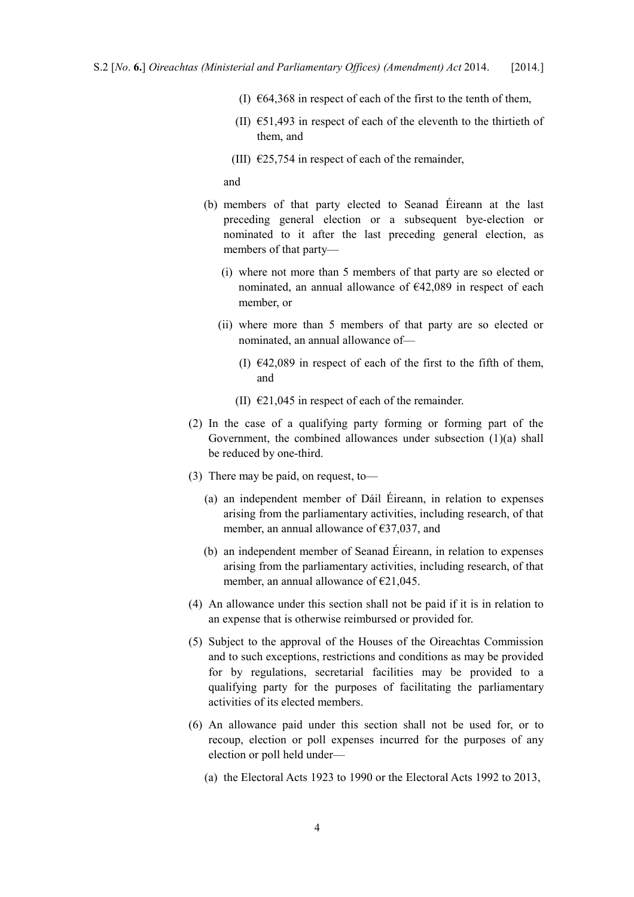(I) €64,368 in respect of each of the first to the tenth of them,

(II) €51,493 in respect of each of the eleventh to the thirtieth of them, and

(III) €25,754 in respect of each of the remainder,

and

(b) members of that party elected to Seanad Éireann at the last preceding general election or a subsequent bye-election or nominated to it after the last preceding general election, as members of that party—

(i) where not more than 5 members of that party are so elected or nominated, an annual allowance of €42,089 in respect of each member, or

(ii) where more than 5 members of that party are so elected or nominated, an annual allowance of—

(I) €42,089 in respect of each of the first to the fifth of them, and

(II) €21,045 in respect of each of the remainder.

(2) In the case of a qualifying party forming or forming part of the Government, the combined allowances under subsection (1)(a) shall be reduced by one-third.

(3) There may be paid, on request, to—

(a) an independent member of Dáil Éireann, in relation to expenses arising from the parliamentary activities, including research, of that member, an annual allowance of €37,037, and

(b) an independent member of Seanad Éireann, in relation to expenses arising from the parliamentary activities, including research, of that member, an annual allowance of €21,045.

(4) An allowance under this section shall not be paid if it is in relation to an expense that is otherwise reimbursed or provided for.

(5) Subject to the approval of the Houses of the Oireachtas Commission and to such exceptions, restrictions and conditions as may be provided for by regulations, secretarial facilities may be provided to a qualifying party for the purposes of facilitating the parliamentary activities of its elected members.

(6) An allowance paid under this section shall not be used for, or to recoup, election or poll expenses incurred for the purposes of any election or poll held under—

(a) the Electoral Acts 1923 to 1990 or the Electoral Acts 1992 to 2013,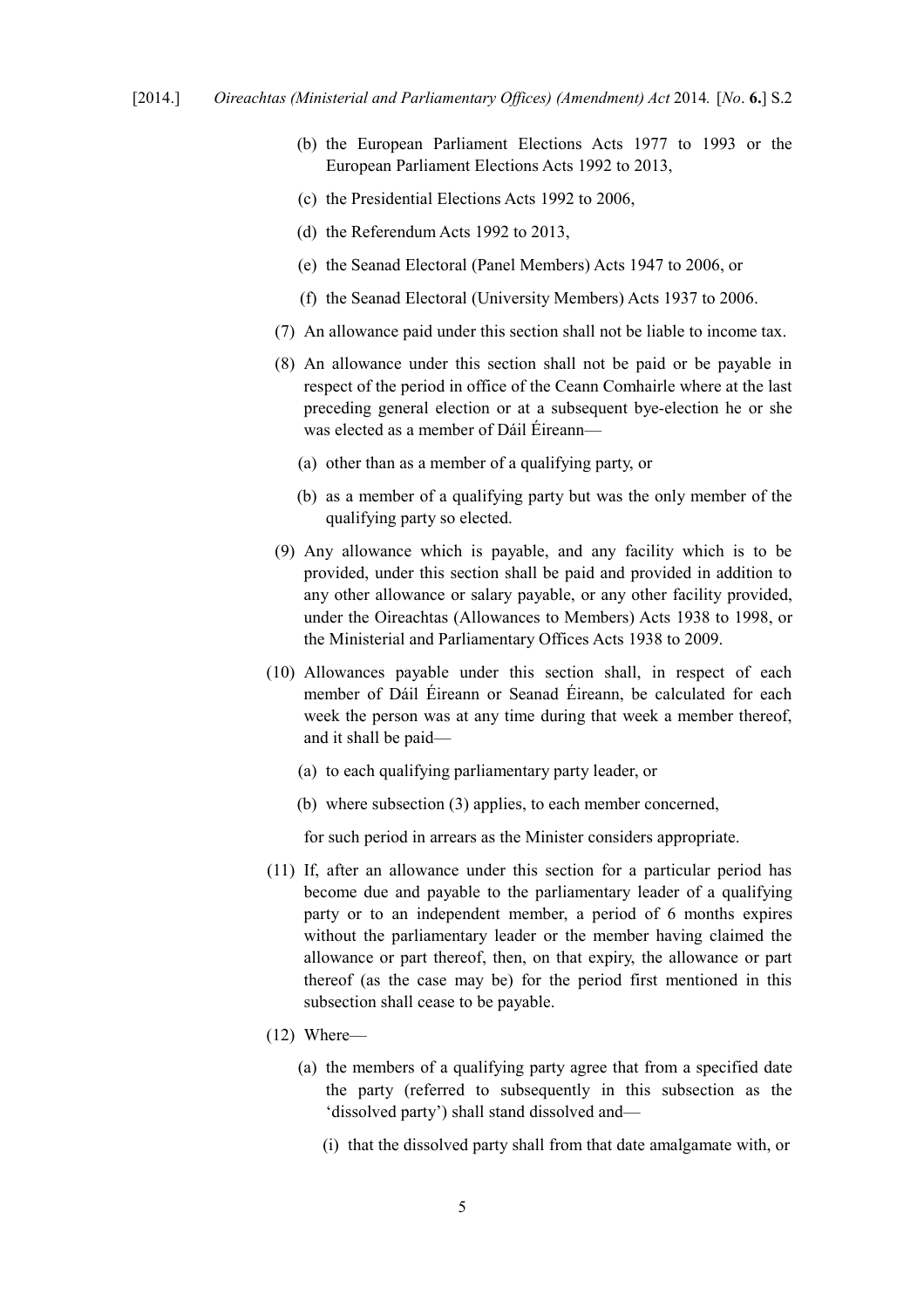(b) the European Parliament Elections Acts 1977 to 1993 or the European Parliament Elections Acts 1992 to 2013,

(c) the Presidential Elections Acts 1992 to 2006,

(d) the Referendum Acts 1992 to 2013,

(e) the Seanad Electoral (Panel Members) Acts 1947 to 2006, or

(f) the Seanad Electoral (University Members) Acts 1937 to 2006.

(7) An allowance paid under this section shall not be liable to income tax.

(8) An allowance under this section shall not be paid or be payable in respect of the period in office of the Ceann Comhairle where at the last preceding general election or at a subsequent bye-election he or she was elected as a member of Dáil Éireann—

(a) other than as a member of a qualifying party, or

(b) as a member of a qualifying party but was the only member of the qualifying party so elected.

(9) Any allowance which is payable, and any facility which is to be provided, under this section shall be paid and provided in addition to any other allowance or salary payable, or any other facility provided, under the Oireachtas (Allowances to Members) Acts 1938 to 1998, or the Ministerial and Parliamentary Offices Acts 1938 to 2009.

(10) Allowances payable under this section shall, in respect of each member of Dáil Éireann or Seanad Éireann, be calculated for each week the person was at any time during that week a member thereof, and it shall be paid—

(a) to each qualifying parliamentary party leader, or

(b) where subsection (3) applies, to each member concerned,

for such period in arrears as the Minister considers appropriate.

(11) If, after an allowance under this section for a particular period has become due and payable to the parliamentary leader of a qualifying party or to an independent member, a period of 6 months expires without the parliamentary leader or the member having claimed the allowance or part thereof, then, on that expiry, the allowance or part thereof (as the case may be) for the period first mentioned in this subsection shall cease to be payable.

(12) Where—

(a) the members of a qualifying party agree that from a specified date the party (referred to subsequently in this subsection as the 'dissolved party') shall stand dissolved and—

(i) that the dissolved party shall from that date amalgamate with, or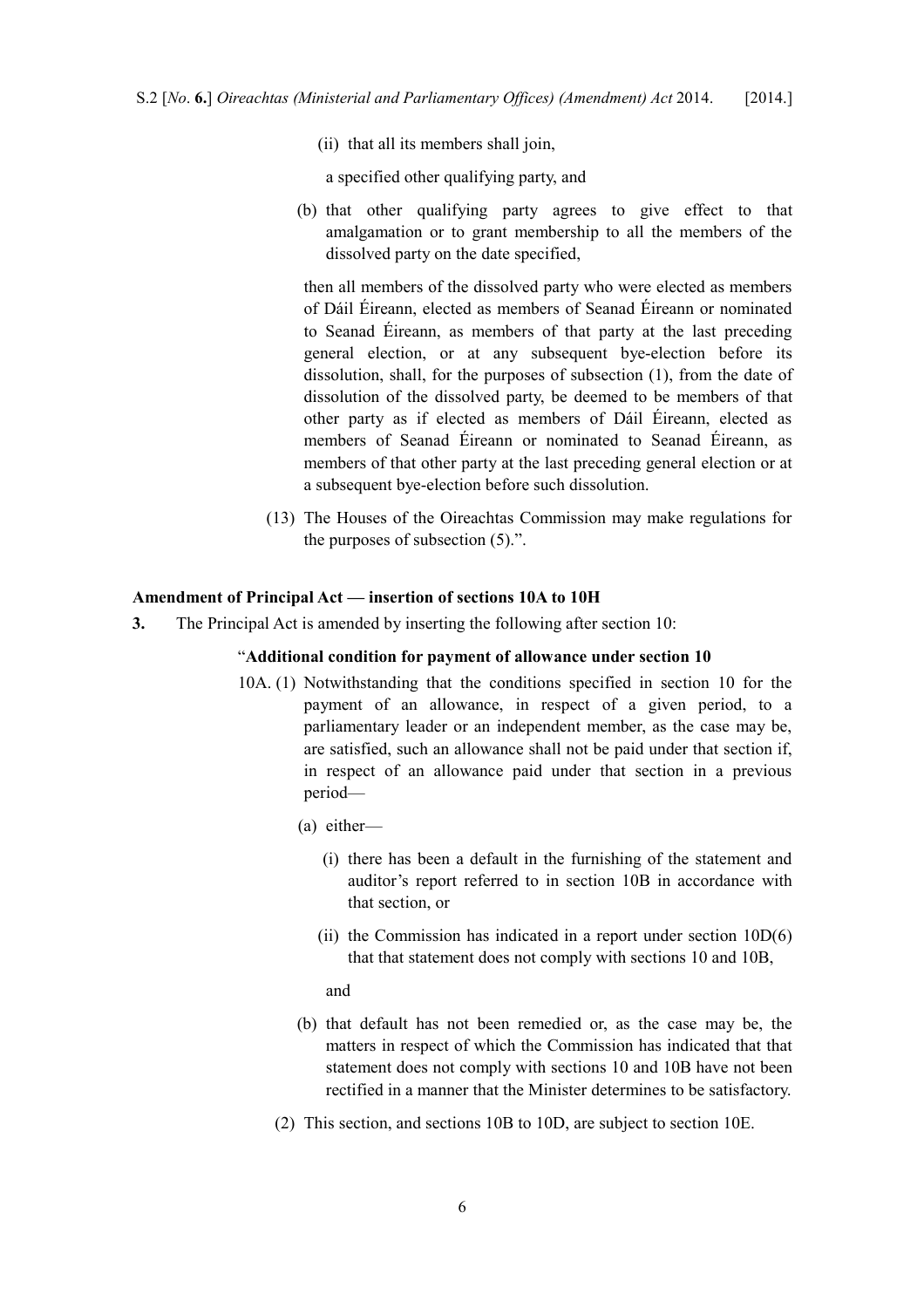(ii) that all its members shall join,

a specified other qualifying party, and

(b) that other qualifying party agrees to give effect to that amalgamation or to grant membership to all the members of the dissolved party on the date specified,

then all members of the dissolved party who were elected as members of Dáil Éireann, elected as members of Seanad Éireann or nominated to Seanad Éireann, as members of that party at the last preceding general election, or at any subsequent bye-election before its dissolution, shall, for the purposes of subsection (1), from the date of dissolution of the dissolved party, be deemed to be members of that other party as if elected as members of Dáil Éireann, elected as members of Seanad Éireann or nominated to Seanad Éireann, as members of that other party at the last preceding general election or at a subsequent bye-election before such dissolution.

(13) The Houses of the Oireachtas Commission may make regulations for the purposes of subsection (5).".

**Amendment of Principal Act — insertion of sections 10A to 10H**

**3.** The Principal Act is amended by inserting the following after section 10:

"**Additional condition for payment of allowance under section 10**

10A. (1) Notwithstanding that the conditions specified in section 10 for the payment of an allowance, in respect of a given period, to a parliamentary leader or an independent member, as the case may be, are satisfied, such an allowance shall not be paid under that section if, in respect of an allowance paid under that section in a previous period—

(a) either—

(i) there has been a default in the furnishing of the statement and auditor's report referred to in section 10B in accordance with that section, or

(ii) the Commission has indicated in a report under section 10D(6) that that statement does not comply with sections 10 and 10B,

and

(b) that default has not been remedied or, as the case may be, the matters in respect of which the Commission has indicated that that statement does not comply with sections 10 and 10B have not been rectified in a manner that the Minister determines to be satisfactory.

(2) This section, and sections 10B to 10D, are subject to section 10E.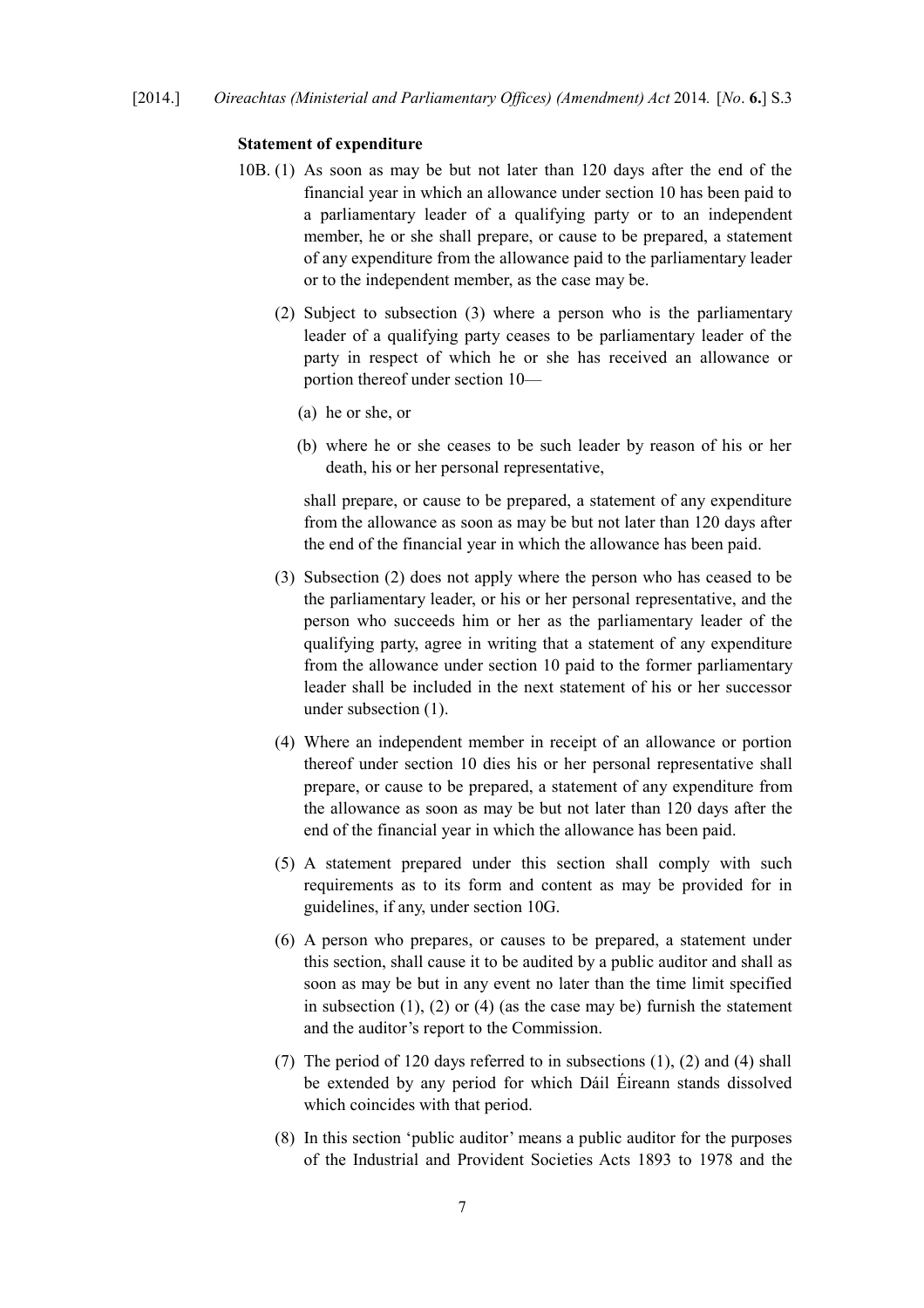**Statement of expenditure**

10B. (1) As soon as may be but not later than 120 days after the end of the financial year in which an allowance under section 10 has been paid to a parliamentary leader of a qualifying party or to an independent member, he or she shall prepare, or cause to be prepared, a statement of any expenditure from the allowance paid to the parliamentary leader or to the independent member, as the case may be.

(2) Subject to subsection (3) where a person who is the parliamentary leader of a qualifying party ceases to be parliamentary leader of the party in respect of which he or she has received an allowance or portion thereof under section 10—

(a) he or she, or

(b) where he or she ceases to be such leader by reason of his or her death, his or her personal representative,

shall prepare, or cause to be prepared, a statement of any expenditure from the allowance as soon as may be but not later than 120 days after the end of the financial year in which the allowance has been paid.

(3) Subsection (2) does not apply where the person who has ceased to be the parliamentary leader, or his or her personal representative, and the person who succeeds him or her as the parliamentary leader of the qualifying party, agree in writing that a statement of any expenditure from the allowance under section 10 paid to the former parliamentary leader shall be included in the next statement of his or her successor under subsection (1).

(4) Where an independent member in receipt of an allowance or portion thereof under section 10 dies his or her personal representative shall prepare, or cause to be prepared, a statement of any expenditure from the allowance as soon as may be but not later than 120 days after the end of the financial year in which the allowance has been paid.

(5) A statement prepared under this section shall comply with such requirements as to its form and content as may be provided for in guidelines, if any, under section 10G.

(6) A person who prepares, or causes to be prepared, a statement under this section, shall cause it to be audited by a public auditor and shall as soon as may be but in any event no later than the time limit specified in subsection (1), (2) or (4) (as the case may be) furnish the statement and the auditor's report to the Commission.

(7) The period of 120 days referred to in subsections (1), (2) and (4) shall be extended by any period for which Dáil Éireann stands dissolved which coincides with that period.

(8) In this section 'public auditor' means a public auditor for the purposes of the Industrial and Provident Societies Acts 1893 to 1978 and the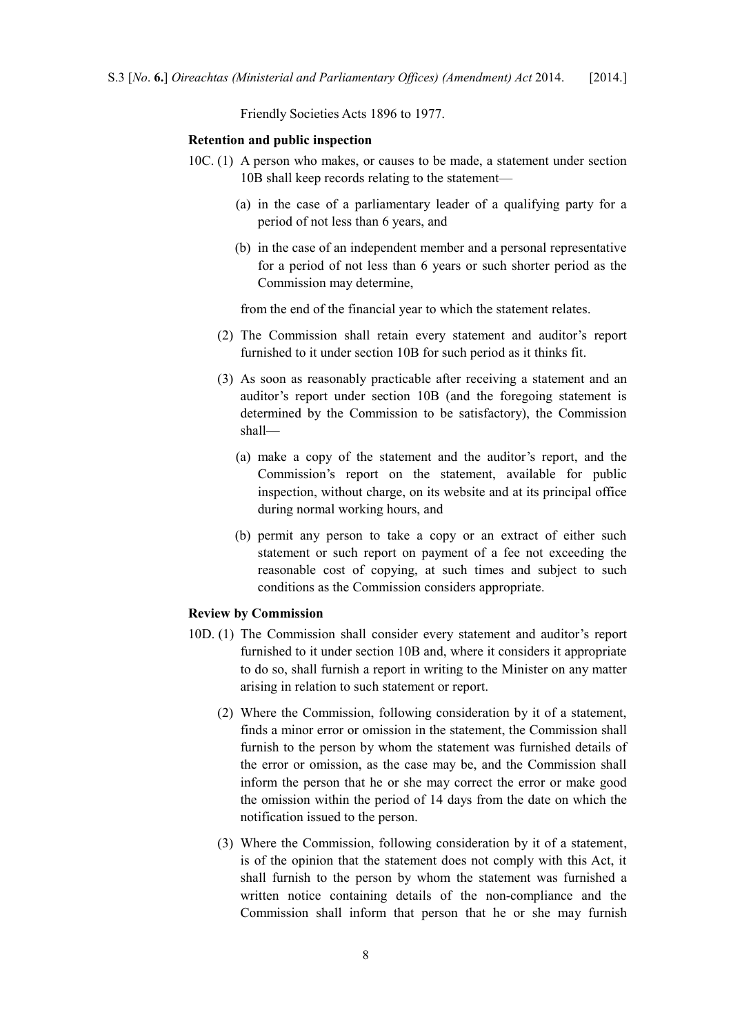Friendly Societies Acts 1896 to 1977.

**Retention and public inspection**

10C. (1) A person who makes, or causes to be made, a statement under section 10B shall keep records relating to the statement—

(a) in the case of a parliamentary leader of a qualifying party for a period of not less than 6 years, and

(b) in the case of an independent member and a personal representative for a period of not less than 6 years or such shorter period as the Commission may determine,

from the end of the financial year to which the statement relates.

(2) The Commission shall retain every statement and auditor's report furnished to it under section 10B for such period as it thinks fit.

(3) As soon as reasonably practicable after receiving a statement and an auditor's report under section 10B (and the foregoing statement is determined by the Commission to be satisfactory), the Commission shall—

(a) make a copy of the statement and the auditor's report, and the Commission's report on the statement, available for public inspection, without charge, on its website and at its principal office during normal working hours, and

(b) permit any person to take a copy or an extract of either such statement or such report on payment of a fee not exceeding the reasonable cost of copying, at such times and subject to such conditions as the Commission considers appropriate.

**Review by Commission**

10D. (1) The Commission shall consider every statement and auditor's report furnished to it under section 10B and, where it considers it appropriate to do so, shall furnish a report in writing to the Minister on any matter arising in relation to such statement or report.

(2) Where the Commission, following consideration by it of a statement, finds a minor error or omission in the statement, the Commission shall furnish to the person by whom the statement was furnished details of the error or omission, as the case may be, and the Commission shall inform the person that he or she may correct the error or make good the omission within the period of 14 days from the date on which the notification issued to the person.

(3) Where the Commission, following consideration by it of a statement, is of the opinion that the statement does not comply with this Act, it shall furnish to the person by whom the statement was furnished a written notice containing details of the non-compliance and the Commission shall inform that person that he or she may furnish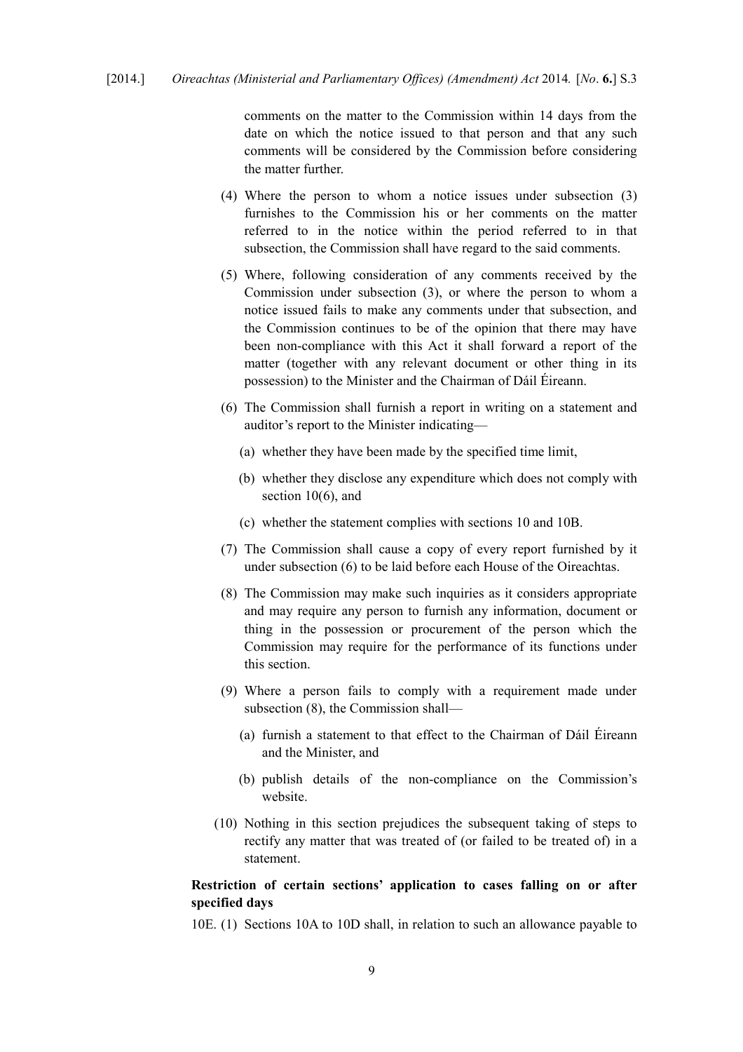comments on the matter to the Commission within 14 days from the date on which the notice issued to that person and that any such comments will be considered by the Commission before considering the matter further.

(4) Where the person to whom a notice issues under subsection (3) furnishes to the Commission his or her comments on the matter referred to in the notice within the period referred to in that subsection, the Commission shall have regard to the said comments.

(5) Where, following consideration of any comments received by the Commission under subsection (3), or where the person to whom a notice issued fails to make any comments under that subsection, and the Commission continues to be of the opinion that there may have been non-compliance with this Act it shall forward a report of the matter (together with any relevant document or other thing in its possession) to the Minister and the Chairman of Dáil Éireann.

(6) The Commission shall furnish a report in writing on a statement and auditor's report to the Minister indicating—

(a) whether they have been made by the specified time limit,

(b) whether they disclose any expenditure which does not comply with section 10(6), and

(c) whether the statement complies with sections 10 and 10B.

(7) The Commission shall cause a copy of every report furnished by it under subsection (6) to be laid before each House of the Oireachtas.

(8) The Commission may make such inquiries as it considers appropriate and may require any person to furnish any information, document or thing in the possession or procurement of the person which the Commission may require for the performance of its functions under this section.

(9) Where a person fails to comply with a requirement made under subsection (8), the Commission shall—

(a) furnish a statement to that effect to the Chairman of Dáil Éireann and the Minister, and

(b) publish details of the non-compliance on the Commission's website.

(10) Nothing in this section prejudices the subsequent taking of steps to rectify any matter that was treated of (or failed to be treated of) in a statement.

**Restriction of certain sections' application to cases falling on or after specified days**

10E. (1) Sections 10A to 10D shall, in relation to such an allowance payable to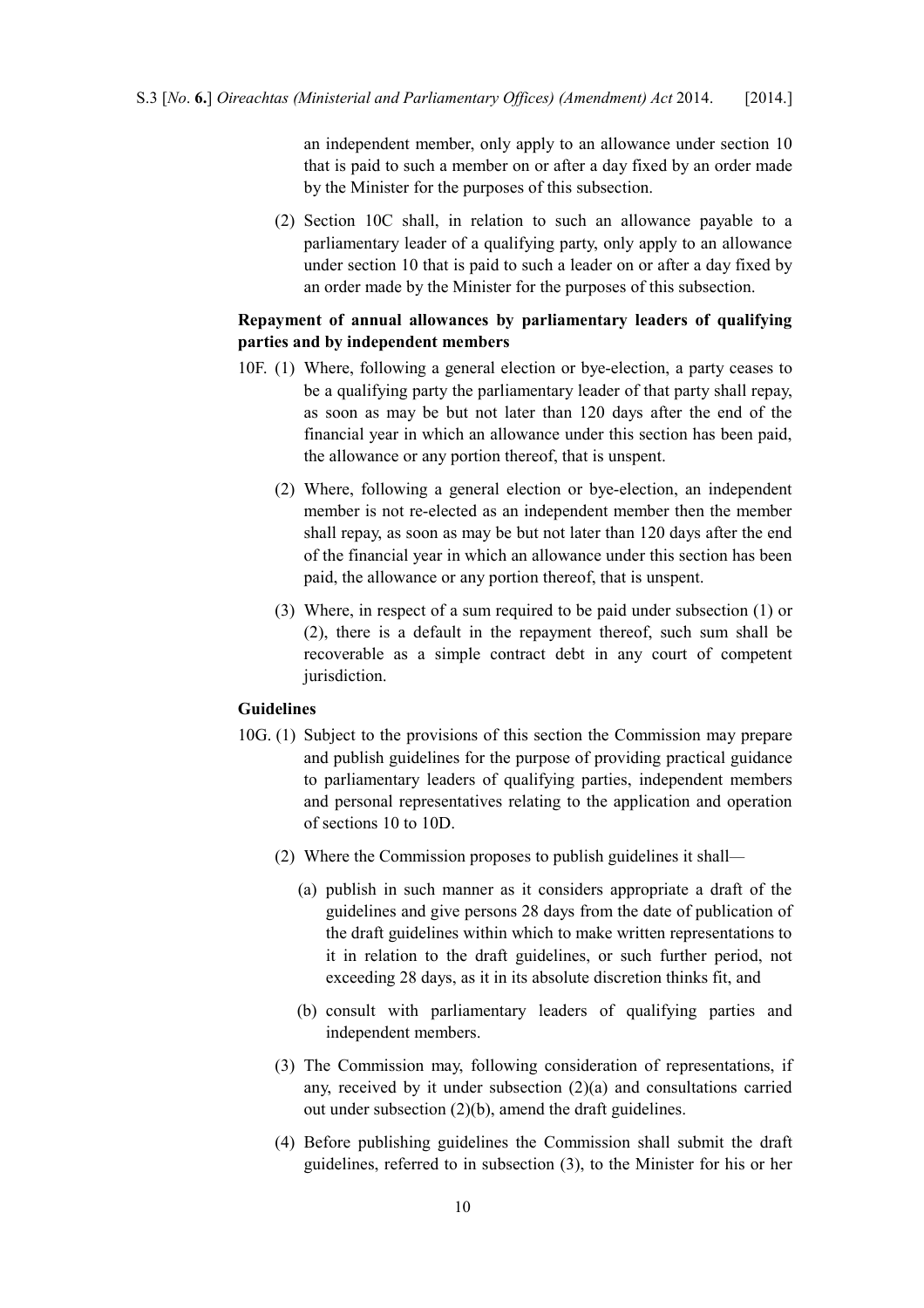an independent member, only apply to an allowance under section 10 that is paid to such a member on or after a day fixed by an order made by the Minister for the purposes of this subsection.

(2) Section 10C shall, in relation to such an allowance payable to a parliamentary leader of a qualifying party, only apply to an allowance under section 10 that is paid to such a leader on or after a day fixed by an order made by the Minister for the purposes of this subsection.

**Repayment of annual allowances by parliamentary leaders of qualifying parties and by independent members**

10F. (1) Where, following a general election or bye-election, a party ceases to be a qualifying party the parliamentary leader of that party shall repay, as soon as may be but not later than 120 days after the end of the financial year in which an allowance under this section has been paid, the allowance or any portion thereof, that is unspent.

(2) Where, following a general election or bye-election, an independent member is not re-elected as an independent member then the member shall repay, as soon as may be but not later than 120 days after the end of the financial year in which an allowance under this section has been paid, the allowance or any portion thereof, that is unspent.

(3) Where, in respect of a sum required to be paid under subsection (1) or (2), there is a default in the repayment thereof, such sum shall be recoverable as a simple contract debt in any court of competent jurisdiction.

**Guidelines**

10G. (1) Subject to the provisions of this section the Commission may prepare and publish guidelines for the purpose of providing practical guidance to parliamentary leaders of qualifying parties, independent members and personal representatives relating to the application and operation of sections 10 to 10D.

(2) Where the Commission proposes to publish guidelines it shall—

(a) publish in such manner as it considers appropriate a draft of the guidelines and give persons 28 days from the date of publication of the draft guidelines within which to make written representations to it in relation to the draft guidelines, or such further period, not exceeding 28 days, as it in its absolute discretion thinks fit, and

(b) consult with parliamentary leaders of qualifying parties and independent members.

(3) The Commission may, following consideration of representations, if any, received by it under subsection (2)(a) and consultations carried out under subsection (2)(b), amend the draft guidelines.

(4) Before publishing guidelines the Commission shall submit the draft guidelines, referred to in subsection (3), to the Minister for his or her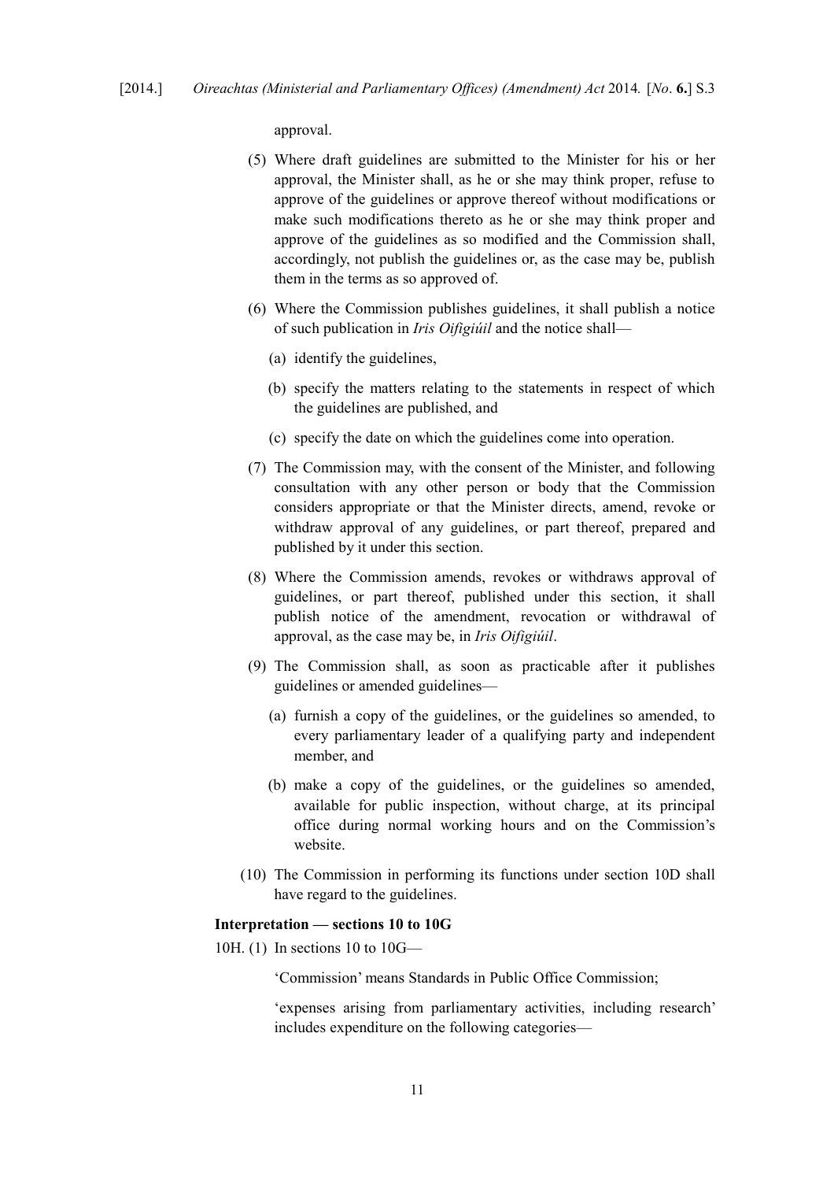approval.

(5) Where draft guidelines are submitted to the Minister for his or her approval, the Minister shall, as he or she may think proper, refuse to approve of the guidelines or approve thereof without modifications or make such modifications thereto as he or she may think proper and approve of the guidelines as so modified and the Commission shall, accordingly, not publish the guidelines or, as the case may be, publish them in the terms as so approved of.

(6) Where the Commission publishes guidelines, it shall publish a notice of such publication in *Iris Oifigiúil* and the notice shall—

(a) identify the guidelines,

(b) specify the matters relating to the statements in respect of which the guidelines are published, and

(c) specify the date on which the guidelines come into operation.

(7) The Commission may, with the consent of the Minister, and following consultation with any other person or body that the Commission considers appropriate or that the Minister directs, amend, revoke or withdraw approval of any guidelines, or part thereof, prepared and published by it under this section.

(8) Where the Commission amends, revokes or withdraws approval of guidelines, or part thereof, published under this section, it shall publish notice of the amendment, revocation or withdrawal of approval, as the case may be, in *Iris Oifigiúil*.

(9) The Commission shall, as soon as practicable after it publishes guidelines or amended guidelines—

(a) furnish a copy of the guidelines, or the guidelines so amended, to every parliamentary leader of a qualifying party and independent member, and

(b) make a copy of the guidelines, or the guidelines so amended, available for public inspection, without charge, at its principal office during normal working hours and on the Commission's website.

(10) The Commission in performing its functions under section 10D shall have regard to the guidelines.

**Interpretation — sections 10 to 10G**

10H. (1) In sections 10 to 10G—

'Commission' means Standards in Public Office Commission;

'expenses arising from parliamentary activities, including research' includes expenditure on the following categories—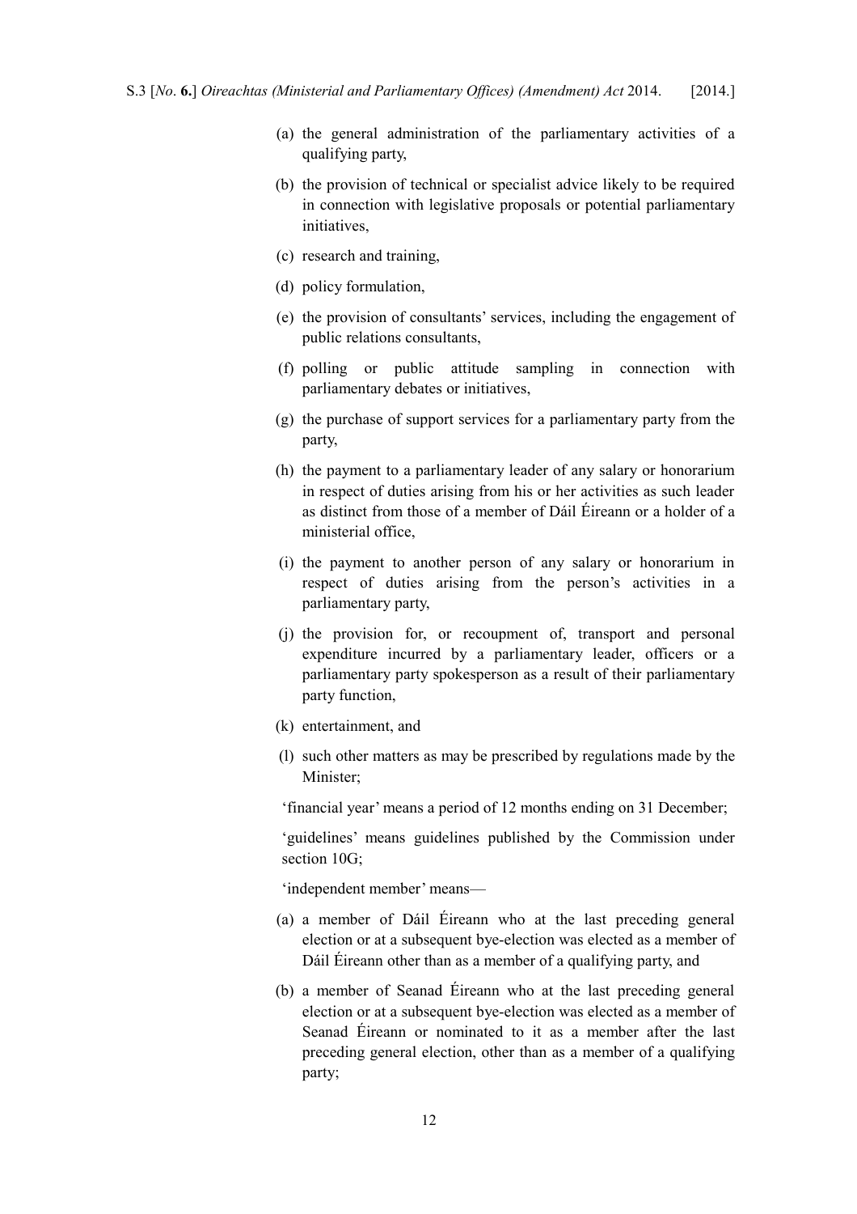(a) the general administration of the parliamentary activities of a qualifying party,

(b) the provision of technical or specialist advice likely to be required in connection with legislative proposals or potential parliamentary initiatives,

(c) research and training,

(d) policy formulation,

(e) the provision of consultants' services, including the engagement of public relations consultants,

(f) polling or public attitude sampling in connection with parliamentary debates or initiatives,

(g) the purchase of support services for a parliamentary party from the party,

(h) the payment to a parliamentary leader of any salary or honorarium in respect of duties arising from his or her activities as such leader as distinct from those of a member of Dáil Éireann or a holder of a ministerial office,

(i) the payment to another person of any salary or honorarium in respect of duties arising from the person's activities in a parliamentary party,

(j) the provision for, or recoupment of, transport and personal expenditure incurred by a parliamentary leader, officers or a parliamentary party spokesperson as a result of their parliamentary party function,

(k) entertainment, and

(l) such other matters as may be prescribed by regulations made by the Minister;

'financial year' means a period of 12 months ending on 31 December;

'guidelines' means guidelines published by the Commission under section 10G;

'independent member' means—

(a) a member of Dáil Éireann who at the last preceding general election or at a subsequent bye-election was elected as a member of Dáil Éireann other than as a member of a qualifying party, and

(b) a member of Seanad Éireann who at the last preceding general election or at a subsequent bye-election was elected as a member of Seanad Éireann or nominated to it as a member after the last preceding general election, other than as a member of a qualifying party;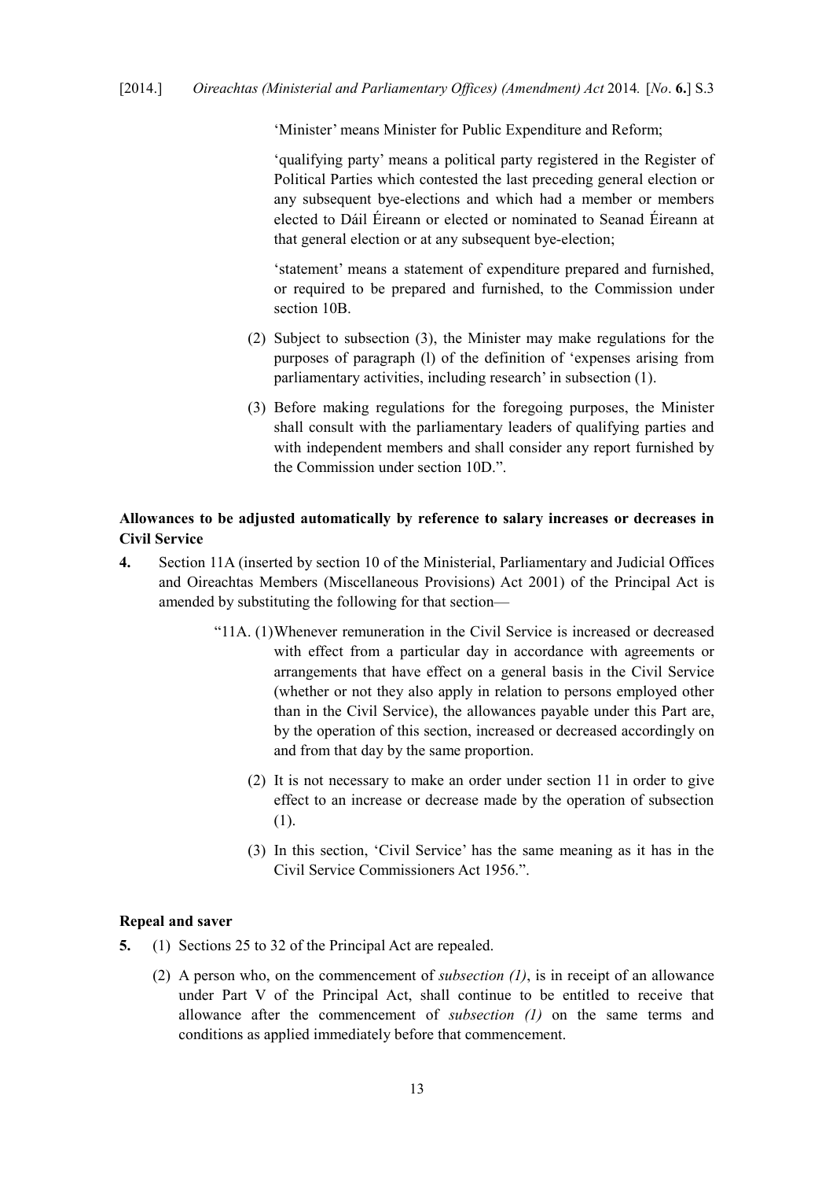'Minister' means Minister for Public Expenditure and Reform;

'qualifying party' means a political party registered in the Register of Political Parties which contested the last preceding general election or any subsequent bye-elections and which had a member or members elected to Dáil Éireann or elected or nominated to Seanad Éireann at that general election or at any subsequent bye-election;

'statement' means a statement of expenditure prepared and furnished, or required to be prepared and furnished, to the Commission under section 10B.

(2) Subject to subsection (3), the Minister may make regulations for the purposes of paragraph (l) of the definition of 'expenses arising from parliamentary activities, including research' in subsection (1).

(3) Before making regulations for the foregoing purposes, the Minister shall consult with the parliamentary leaders of qualifying parties and with independent members and shall consider any report furnished by the Commission under section 10D.".

**Allowances to be adjusted automatically by reference to salary increases or decreases in Civil Service**

**4.** Section 11A (inserted by section 10 of the Ministerial, Parliamentary and Judicial Offices and Oireachtas Members (Miscellaneous Provisions) Act 2001) of the Principal Act is amended by substituting the following for that section—

"11A. (1) Whenever remuneration in the Civil Service is increased or decreased with effect from a particular day in accordance with agreements or arrangements that have effect on a general basis in the Civil Service (whether or not they also apply in relation to persons employed other than in the Civil Service), the allowances payable under this Part are, by the operation of this section, increased or decreased accordingly on and from that day by the same proportion.

(2) It is not necessary to make an order under section 11 in order to give effect to an increase or decrease made by the operation of subsection (1).

(3) In this section, 'Civil Service' has the same meaning as it has in the Civil Service Commissioners Act 1956.".

**Repeal and saver**

**5.** (1) Sections 25 to 32 of the Principal Act are repealed.

(2) A person who, on the commencement of *subsection (1)*, is in receipt of an allowance under Part V of the Principal Act, shall continue to be entitled to receive that allowance after the commencement of *subsection (1)* on the same terms and conditions as applied immediately before that commencement.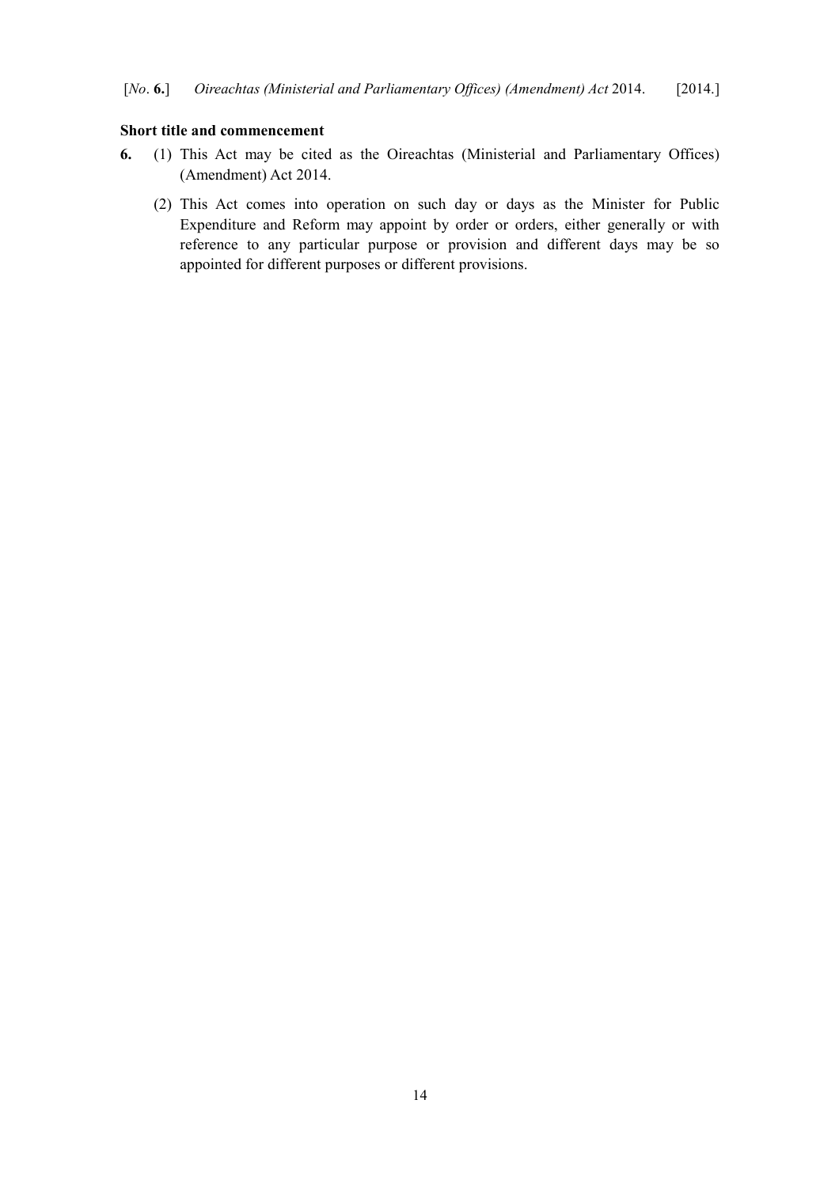**Short title and commencement**

**6.** (1) This Act may be cited as the Oireachtas (Ministerial and Parliamentary Offices) (Amendment) Act 2014.

(2) This Act comes into operation on such day or days as the Minister for Public Expenditure and Reform may appoint by order or orders, either generally or with reference to any particular purpose or provision and different days may be so appointed for different purposes or different provisions.